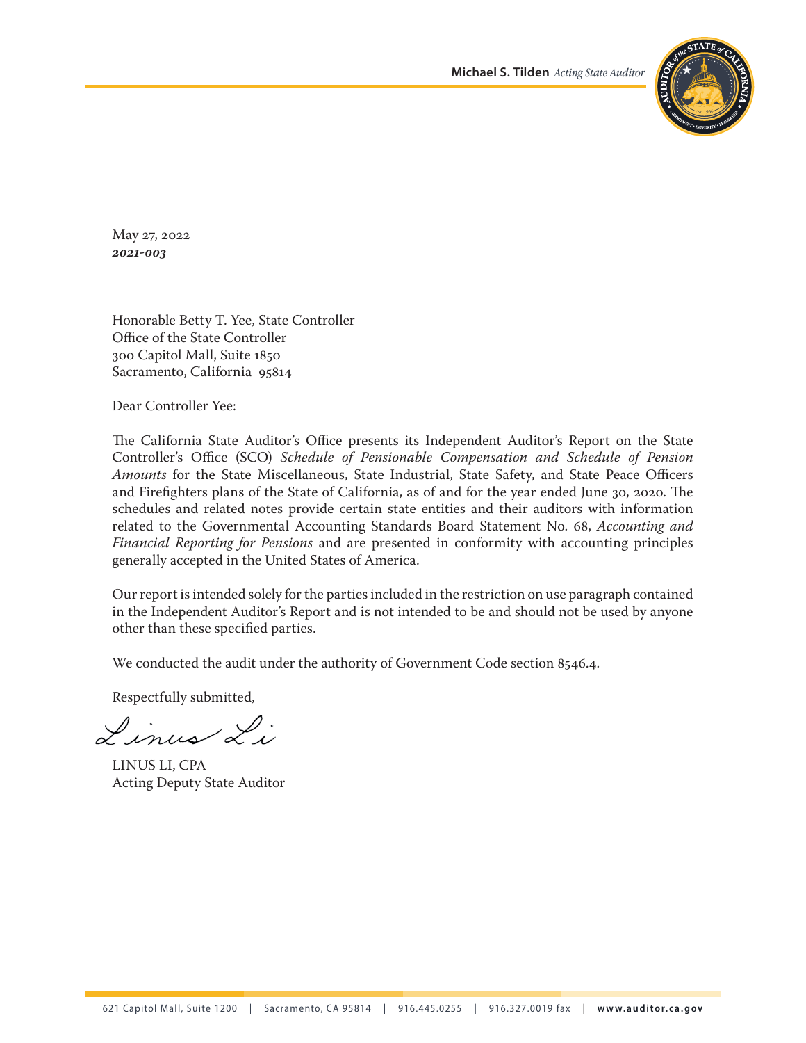**Michael S. Tilden** *Acting State Auditor*

May 27, 2022
***2021-003***

Honorable Betty T. Yee, State Controller
Office of the State Controller
300 Capitol Mall, Suite 1850
Sacramento, California 95814

Dear Controller Yee:

The California State Auditor's Office presents its Independent Auditor's Report on the State Controller's Office (SCO) *Schedule of Pensionable Compensation and Schedule of Pension Amounts* for the State Miscellaneous, State Industrial, State Safety, and State Peace Officers and Firefighters plans of the State of California, as of and for the year ended June 30, 2020. The schedules and related notes provide certain state entities and their auditors with information related to the Governmental Accounting Standards Board Statement No. 68, *Accounting and Financial Reporting for Pensions* and are presented in conformity with accounting principles generally accepted in the United States of America.

Our report is intended solely for the parties included in the restriction on use paragraph contained in the Independent Auditor's Report and is not intended to be and should not be used by anyone other than these specified parties.

We conducted the audit under the authority of Government Code section 8546.4.

Respectfully submitted,

*Linus Li*

LINUS LI, CPA
Acting Deputy State Auditor

621 Capitol Mall, Suite 1200 | Sacramento, CA 95814 | 916.445.0255 | 916.327.0019 fax | **www.auditor.ca.gov**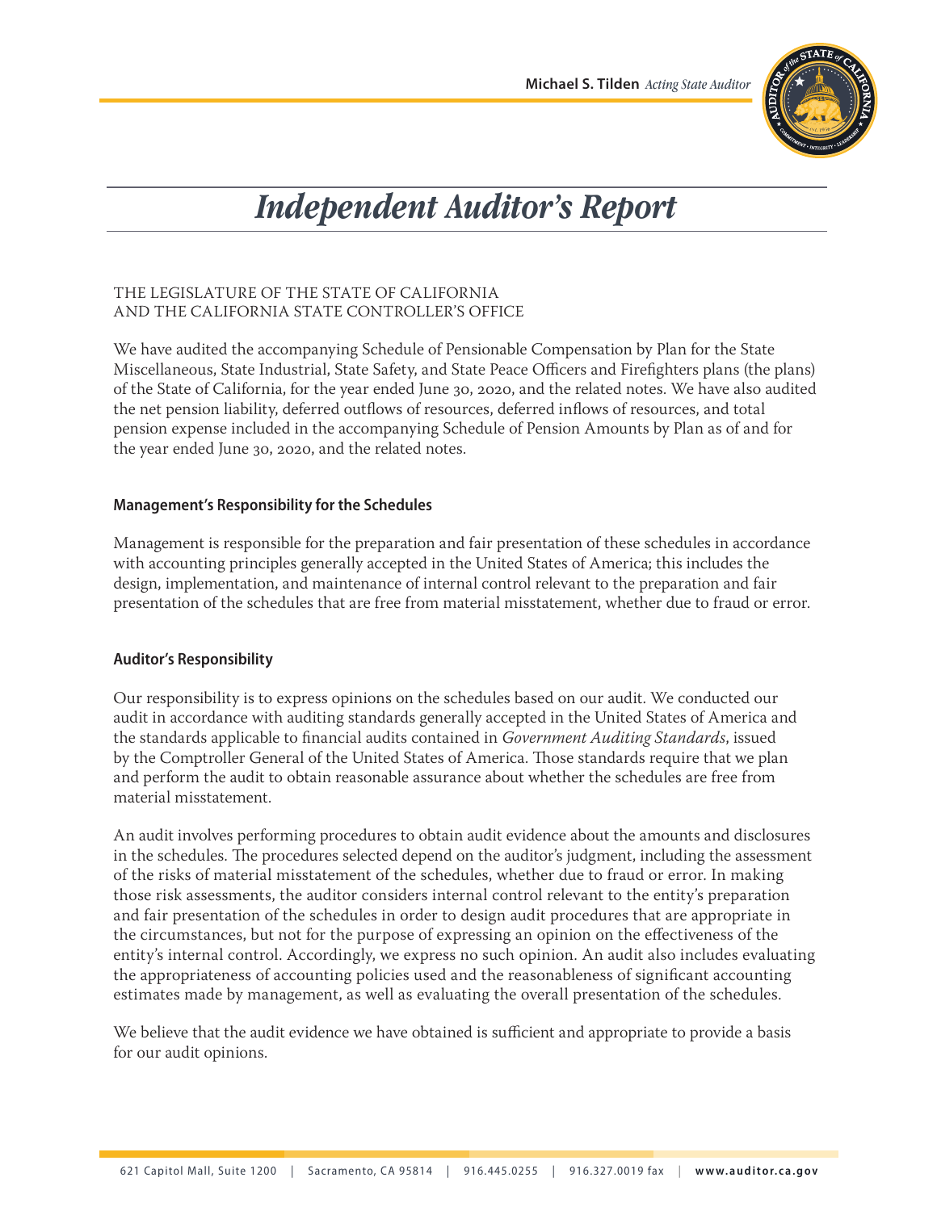# *Independent Auditor's Report*

THE LEGISLATURE OF THE STATE OF CALIFORNIA
AND THE CALIFORNIA STATE CONTROLLER'S OFFICE

We have audited the accompanying Schedule of Pensionable Compensation by Plan for the State Miscellaneous, State Industrial, State Safety, and State Peace Officers and Firefighters plans (the plans) of the State of California, for the year ended June 30, 2020, and the related notes. We have also audited the net pension liability, deferred outflows of resources, deferred inflows of resources, and total pension expense included in the accompanying Schedule of Pension Amounts by Plan as of and for the year ended June 30, 2020, and the related notes.

### Management's Responsibility for the Schedules

Management is responsible for the preparation and fair presentation of these schedules in accordance with accounting principles generally accepted in the United States of America; this includes the design, implementation, and maintenance of internal control relevant to the preparation and fair presentation of the schedules that are free from material misstatement, whether due to fraud or error.

### Auditor's Responsibility

Our responsibility is to express opinions on the schedules based on our audit. We conducted our audit in accordance with auditing standards generally accepted in the United States of America and the standards applicable to financial audits contained in *Government Auditing Standards*, issued by the Comptroller General of the United States of America. Those standards require that we plan and perform the audit to obtain reasonable assurance about whether the schedules are free from material misstatement.

An audit involves performing procedures to obtain audit evidence about the amounts and disclosures in the schedules. The procedures selected depend on the auditor's judgment, including the assessment of the risks of material misstatement of the schedules, whether due to fraud or error. In making those risk assessments, the auditor considers internal control relevant to the entity's preparation and fair presentation of the schedules in order to design audit procedures that are appropriate in the circumstances, but not for the purpose of expressing an opinion on the effectiveness of the entity's internal control. Accordingly, we express no such opinion. An audit also includes evaluating the appropriateness of accounting policies used and the reasonableness of significant accounting estimates made by management, as well as evaluating the overall presentation of the schedules.

We believe that the audit evidence we have obtained is sufficient and appropriate to provide a basis for our audit opinions.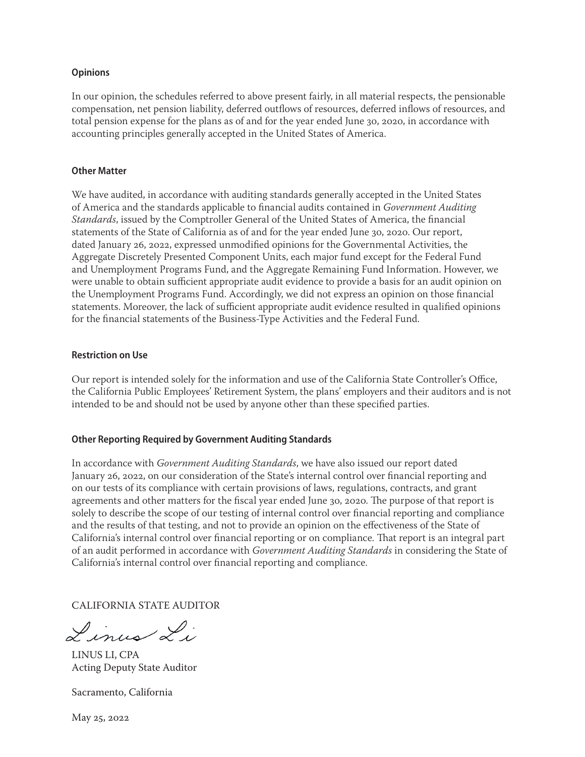### Opinions

In our opinion, the schedules referred to above present fairly, in all material respects, the pensionable compensation, net pension liability, deferred outflows of resources, deferred inflows of resources, and total pension expense for the plans as of and for the year ended June 30, 2020, in accordance with accounting principles generally accepted in the United States of America.

### Other Matter

We have audited, in accordance with auditing standards generally accepted in the United States of America and the standards applicable to financial audits contained in *Government Auditing Standards*, issued by the Comptroller General of the United States of America, the financial statements of the State of California as of and for the year ended June 30, 2020. Our report, dated January 26, 2022, expressed unmodified opinions for the Governmental Activities, the Aggregate Discretely Presented Component Units, each major fund except for the Federal Fund and Unemployment Programs Fund, and the Aggregate Remaining Fund Information. However, we were unable to obtain sufficient appropriate audit evidence to provide a basis for an audit opinion on the Unemployment Programs Fund. Accordingly, we did not express an opinion on those financial statements. Moreover, the lack of sufficient appropriate audit evidence resulted in qualified opinions for the financial statements of the Business-Type Activities and the Federal Fund.

### Restriction on Use

Our report is intended solely for the information and use of the California State Controller's Office, the California Public Employees' Retirement System, the plans' employers and their auditors and is not intended to be and should not be used by anyone other than these specified parties.

### Other Reporting Required by Government Auditing Standards

In accordance with *Government Auditing Standards*, we have also issued our report dated January 26, 2022, on our consideration of the State's internal control over financial reporting and on our tests of its compliance with certain provisions of laws, regulations, contracts, and grant agreements and other matters for the fiscal year ended June 30, 2020. The purpose of that report is solely to describe the scope of our testing of internal control over financial reporting and compliance and the results of that testing, and not to provide an opinion on the effectiveness of the State of California's internal control over financial reporting or on compliance. That report is an integral part of an audit performed in accordance with *Government Auditing Standards* in considering the State of California's internal control over financial reporting and compliance.

CALIFORNIA STATE AUDITOR

Linus Li

LINUS LI, CPA
Acting Deputy State Auditor

Sacramento, California

May 25, 2022